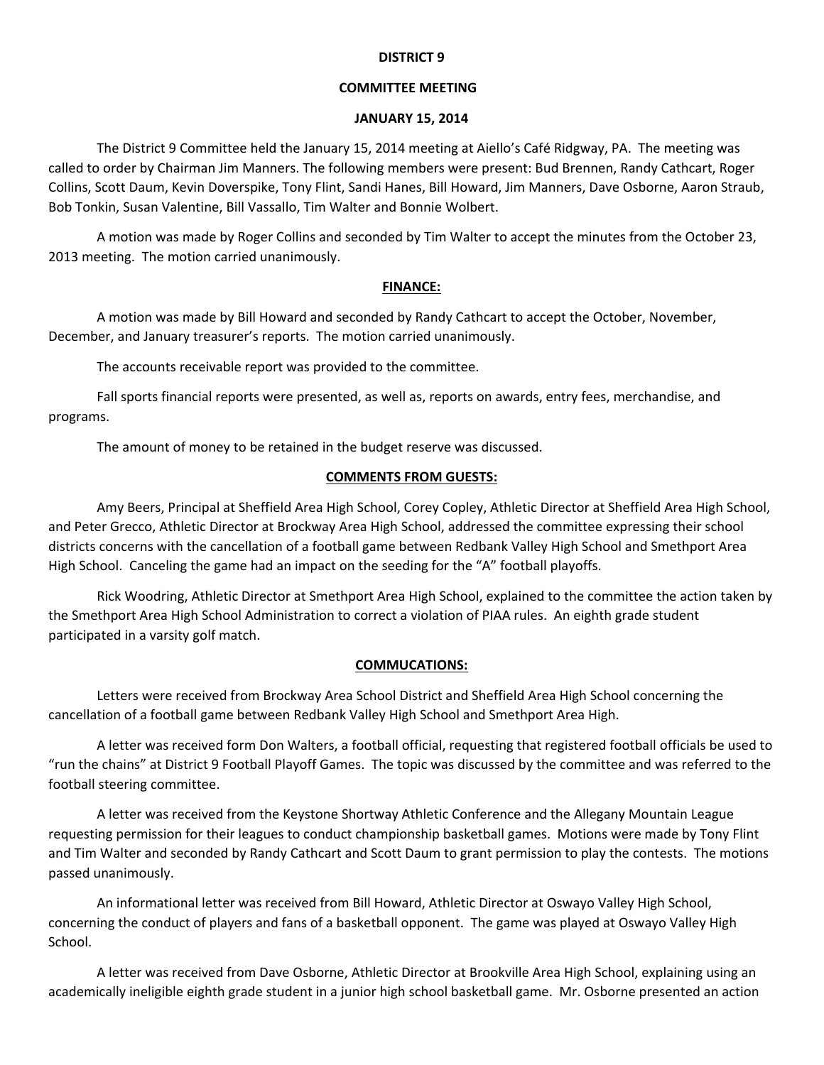# DISTRICT 9

## COMMITTEE MEETING

## JANUARY 15, 2014

The District 9 Committee held the January 15, 2014 meeting at Aiello's Café Ridgway, PA. The meeting was called to order by Chairman Jim Manners. The following members were present: Bud Brennen, Randy Cathcart, Roger Collins, Scott Daum, Kevin Doverspike, Tony Flint, Sandi Hanes, Bill Howard, Jim Manners, Dave Osborne, Aaron Straub, Bob Tonkin, Susan Valentine, Bill Vassallo, Tim Walter and Bonnie Wolbert.

A motion was made by Roger Collins and seconded by Tim Walter to accept the minutes from the October 23, 2013 meeting. The motion carried unanimously.

### FINANCE:

A motion was made by Bill Howard and seconded by Randy Cathcart to accept the October, November, December, and January treasurer's reports. The motion carried unanimously.

The accounts receivable report was provided to the committee.

Fall sports financial reports were presented, as well as, reports on awards, entry fees, merchandise, and programs.

The amount of money to be retained in the budget reserve was discussed.

### COMMENTS FROM GUESTS:

Amy Beers, Principal at Sheffield Area High School, Corey Copley, Athletic Director at Sheffield Area High School, and Peter Grecco, Athletic Director at Brockway Area High School, addressed the committee expressing their school districts concerns with the cancellation of a football game between Redbank Valley High School and Smethport Area High School. Canceling the game had an impact on the seeding for the "A" football playoffs.

Rick Woodring, Athletic Director at Smethport Area High School, explained to the committee the action taken by the Smethport Area High School Administration to correct a violation of PIAA rules. An eighth grade student participated in a varsity golf match.

### COMMUCATIONS:

Letters were received from Brockway Area School District and Sheffield Area High School concerning the cancellation of a football game between Redbank Valley High School and Smethport Area High.

A letter was received form Don Walters, a football official, requesting that registered football officials be used to "run the chains" at District 9 Football Playoff Games. The topic was discussed by the committee and was referred to the football steering committee.

A letter was received from the Keystone Shortway Athletic Conference and the Allegany Mountain League requesting permission for their leagues to conduct championship basketball games. Motions were made by Tony Flint and Tim Walter and seconded by Randy Cathcart and Scott Daum to grant permission to play the contests. The motions passed unanimously.

An informational letter was received from Bill Howard, Athletic Director at Oswayo Valley High School, concerning the conduct of players and fans of a basketball opponent. The game was played at Oswayo Valley High School.

A letter was received from Dave Osborne, Athletic Director at Brookville Area High School, explaining using an academically ineligible eighth grade student in a junior high school basketball game. Mr. Osborne presented an action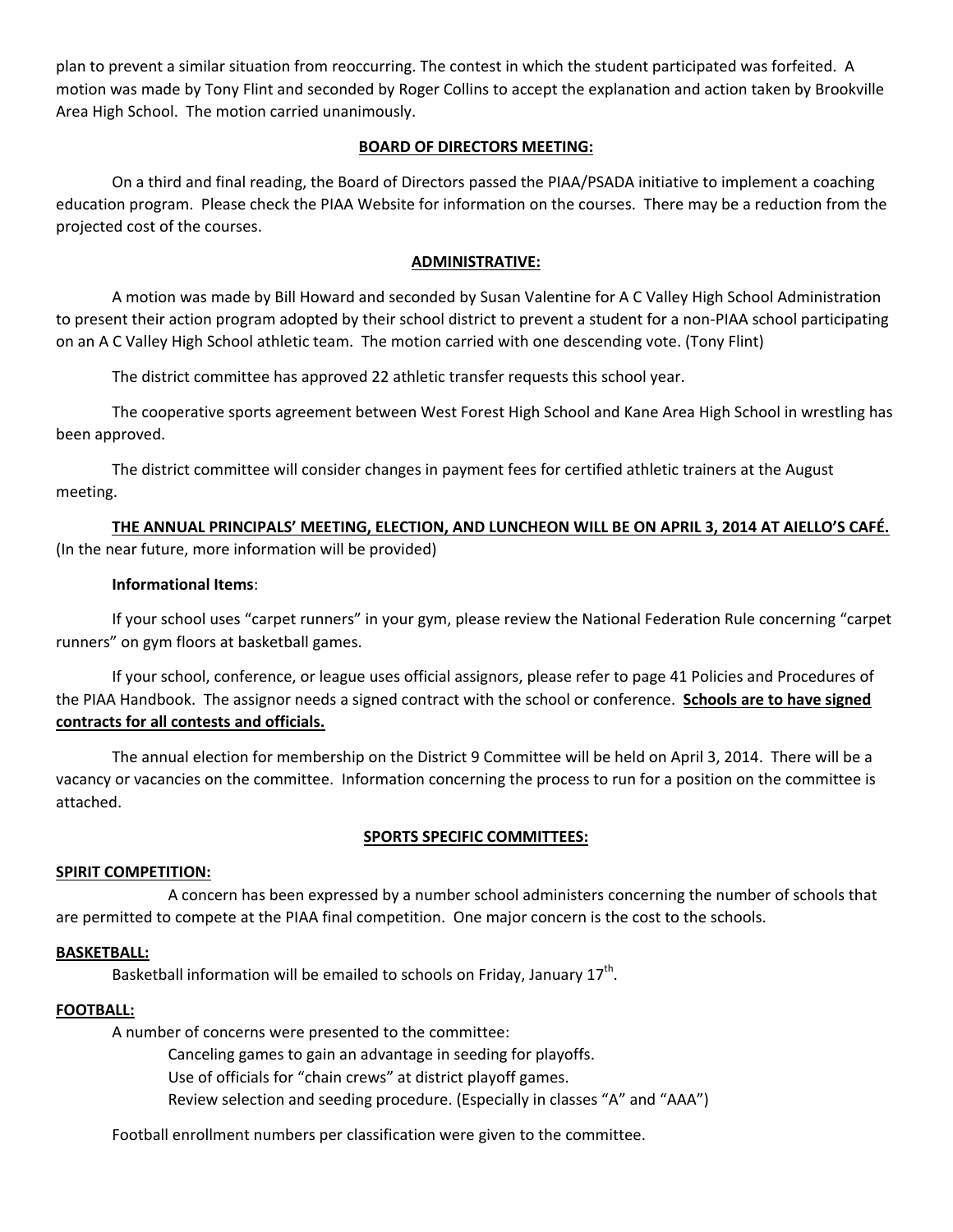plan to prevent a similar situation from reoccurring. The contest in which the student participated was forfeited. A motion was made by Tony Flint and seconded by Roger Collins to accept the explanation and action taken by Brookville Area High School. The motion carried unanimously.

## BOARD OF DIRECTORS MEETING:

On a third and final reading, the Board of Directors passed the PIAA/PSADA initiative to implement a coaching education program. Please check the PIAA Website for information on the courses. There may be a reduction from the projected cost of the courses.

## ADMINISTRATIVE:

A motion was made by Bill Howard and seconded by Susan Valentine for A C Valley High School Administration to present their action program adopted by their school district to prevent a student for a non-PIAA school participating on an A C Valley High School athletic team. The motion carried with one descending vote. (Tony Flint)

The district committee has approved 22 athletic transfer requests this school year.

The cooperative sports agreement between West Forest High School and Kane Area High School in wrestling has been approved.

The district committee will consider changes in payment fees for certified athletic trainers at the August meeting.

**THE ANNUAL PRINCIPALS' MEETING, ELECTION, AND LUNCHEON WILL BE ON APRIL 3, 2014 AT AIELLO'S CAFÉ.** (In the near future, more information will be provided)

**Informational Items**:

If your school uses "carpet runners" in your gym, please review the National Federation Rule concerning "carpet runners" on gym floors at basketball games.

If your school, conference, or league uses official assignors, please refer to page 41 Policies and Procedures of the PIAA Handbook. The assignor needs a signed contract with the school or conference. **Schools are to have signed contracts for all contests and officials.**

The annual election for membership on the District 9 Committee will be held on April 3, 2014. There will be a vacancy or vacancies on the committee. Information concerning the process to run for a position on the committee is attached.

## SPORTS SPECIFIC COMMITTEES:

### SPIRIT COMPETITION:

A concern has been expressed by a number school administers concerning the number of schools that are permitted to compete at the PIAA final competition. One major concern is the cost to the schools.

### BASKETBALL:

Basketball information will be emailed to schools on Friday, January 17th.

### FOOTBALL:

A number of concerns were presented to the committee:

- Canceling games to gain an advantage in seeding for playoffs.
- Use of officials for "chain crews" at district playoff games.
- Review selection and seeding procedure. (Especially in classes "A" and "AAA")

Football enrollment numbers per classification were given to the committee.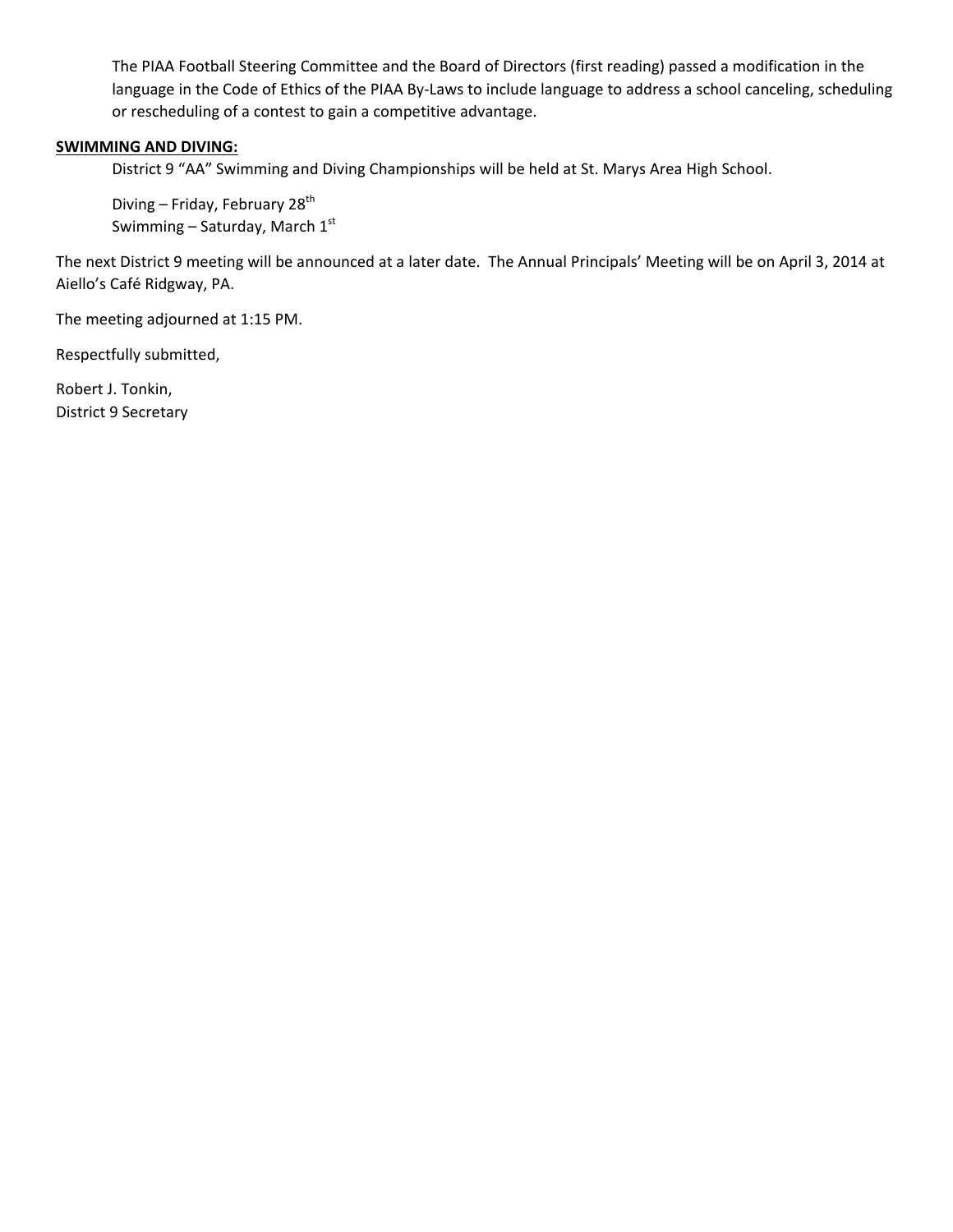The PIAA Football Steering Committee and the Board of Directors (first reading) passed a modification in the language in the Code of Ethics of the PIAA By-Laws to include language to address a school canceling, scheduling or rescheduling of a contest to gain a competitive advantage.

**SWIMMING AND DIVING:**

District 9 "AA" Swimming and Diving Championships will be held at St. Marys Area High School.

Diving – Friday, February 28th
Swimming – Saturday, March 1st

The next District 9 meeting will be announced at a later date. The Annual Principals' Meeting will be on April 3, 2014 at Aiello's Café Ridgway, PA.

The meeting adjourned at 1:15 PM.

Respectfully submitted,

Robert J. Tonkin,
District 9 Secretary